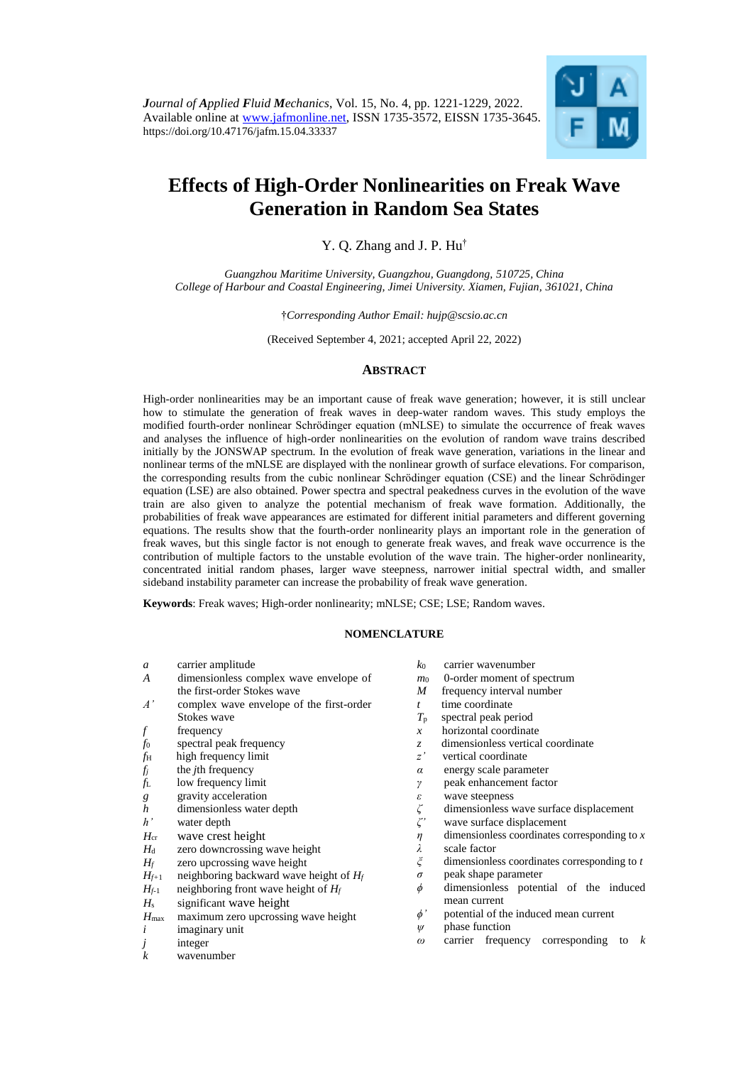*Journal of Applied Fluid Mechanics*, Vol. 15, No. 4, pp. 1221-1229, 2022.
Available online at www.jafmonline.net, ISSN 1735-3572, EISSN 1735-3645.
https://doi.org/10.47176/jafm.15.04.33337

# Effects of High-Order Nonlinearities on Freak Wave Generation in Random Sea States

Y. Q. Zhang and J. P. Hu[†]

*Guangzhou Maritime University, Guangzhou, Guangdong, 510725, China*
*College of Harbour and Coastal Engineering, Jimei University. Xiamen, Fujian, 361021, China*

†*Corresponding Author Email: hujp@scsio.ac.cn*

(Received September 4, 2021; accepted April 22, 2022)

## ABSTRACT

High-order nonlinearities may be an important cause of freak wave generation; however, it is still unclear how to stimulate the generation of freak waves in deep-water random waves. This study employs the modified fourth-order nonlinear Schrödinger equation (mNLSE) to simulate the occurrence of freak waves and analyses the influence of high-order nonlinearities on the evolution of random wave trains described initially by the JONSWAP spectrum. In the evolution of freak wave generation, variations in the linear and nonlinear terms of the mNLSE are displayed with the nonlinear growth of surface elevations. For comparison, the corresponding results from the cubic nonlinear Schrödinger equation (CSE) and the linear Schrödinger equation (LSE) are also obtained. Power spectra and spectral peakedness curves in the evolution of the wave train are also given to analyze the potential mechanism of freak wave formation. Additionally, the probabilities of freak wave appearances are estimated for different initial parameters and different governing equations. The results show that the fourth-order nonlinearity plays an important role in the generation of freak waves, but this single factor is not enough to generate freak waves, and freak wave occurrence is the contribution of multiple factors to the unstable evolution of the wave train. The higher-order nonlinearity, concentrated initial random phases, larger wave steepness, narrower initial spectral width, and smaller sideband instability parameter can increase the probability of freak wave generation.

**Keywords**: Freak waves; High-order nonlinearity; mNLSE; CSE; LSE; Random waves.

## NOMENCLATURE

| | | | |
|---|---|---|---|
| $a$ | carrier amplitude | $k_0$ | carrier wavenumber |
| $A$ | dimensionless complex wave envelope of the first-order Stokes wave | $m_0$ | 0-order moment of spectrum |
| $A'$ | complex wave envelope of the first-order Stokes wave | $M$ | frequency interval number |
| $f$ | frequency | $t$ | time coordinate |
| $f_0$ | spectral peak frequency | $T_p$ | spectral peak period |
| $f_H$ | high frequency limit | $x$ | horizontal coordinate |
| $f_j$ | the $j$th frequency | $z$ | dimensionless vertical coordinate |
| $f_L$ | low frequency limit | $z'$ | vertical coordinate |
| $g$ | gravity acceleration | $\alpha$ | energy scale parameter |
| $h$ | dimensionless water depth | $\gamma$ | peak enhancement factor |
| $h'$ | water depth | $\varepsilon$ | wave steepness |
| $H_{cr}$ | wave crest height | $\zeta$ | dimensionless wave surface displacement |
| $H_d$ | zero downcrossing wave height | $\zeta'$ | wave surface displacement |
| $H_f$ | zero upcrossing wave height | $\eta$ | dimensionless coordinates corresponding to $x$ |
| $H_{f+1}$ | neighboring backward wave height of $H_f$ | $\lambda$ | scale factor |
| $H_{f-1}$ | neighboring front wave height of $H_f$ | $\xi$ | dimensionless coordinates corresponding to $t$ |
| $H_s$ | significant wave height | $\sigma$ | peak shape parameter |
| $H_{max}$ | maximum zero upcrossing wave height | $\phi$ | dimensionless potential of the induced mean current |
| $i$ | imaginary unit | $\phi'$ | potential of the induced mean current |
| $j$ | integer | $\psi$ | phase function |
| $k$ | wavenumber | $\omega$ | carrier frequency corresponding to $k$ |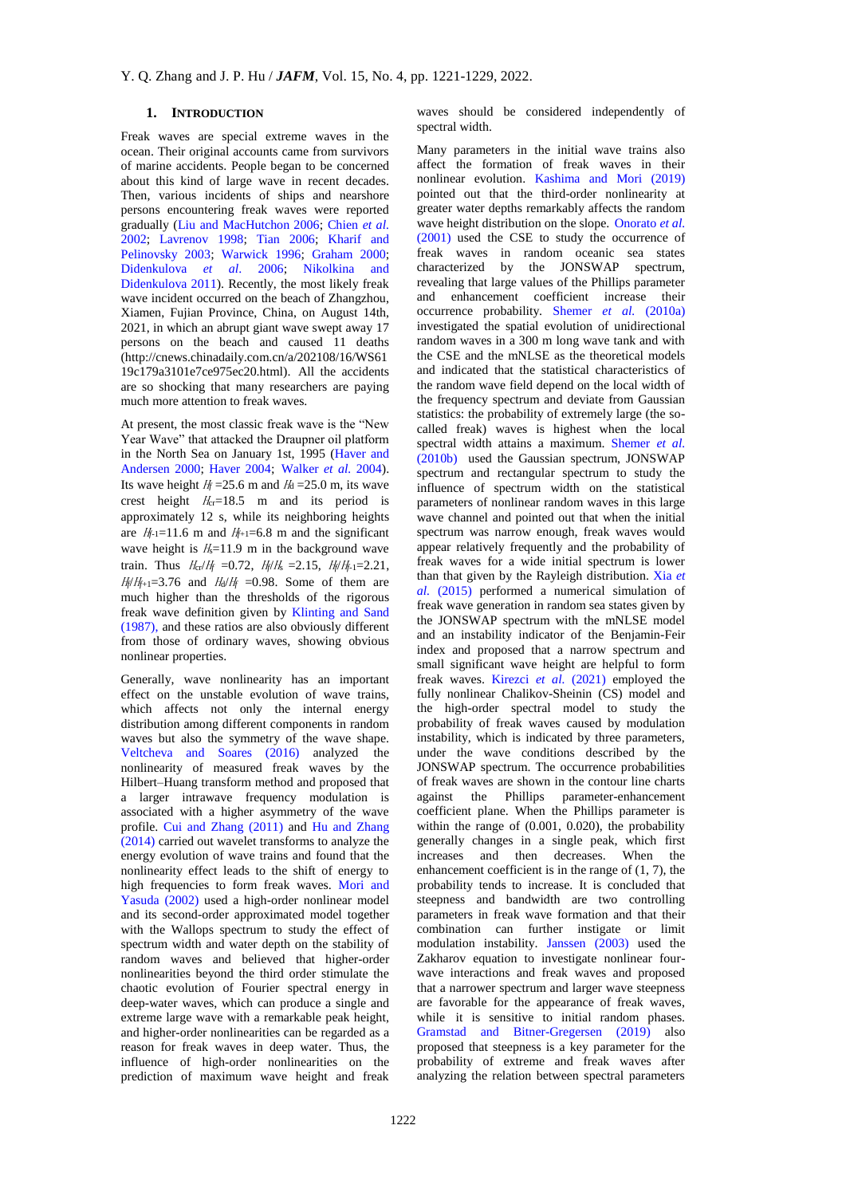## 1. INTRODUCTION

Freak waves are special extreme waves in the ocean. Their original accounts came from survivors of marine accidents. People began to be concerned about this kind of large wave in recent decades. Then, various incidents of ships and nearshore persons encountering freak waves were reported gradually (Liu and MacHutchon 2006; Chien *et al.* 2002; Lavrenov 1998; Tian 2006; Kharif and Pelinovsky 2003; Warwick 1996; Graham 2000; Didenkulova *et al.* 2006; Nikolkina and Didenkulova 2011). Recently, the most likely freak wave incident occurred on the beach of Zhangzhou, Xiamen, Fujian Province, China, on August 14th, 2021, in which an abrupt giant wave swept away 17 persons on the beach and caused 11 deaths (http://cnews.chinadaily.com.cn/a/202108/16/WS6119c179a3101e7ce975ec20.html). All the accidents are so shocking that many researchers are paying much more attention to freak waves.

At present, the most classic freak wave is the "New Year Wave" that attacked the Draupner oil platform in the North Sea on January 1st, 1995 (Haver and Andersen 2000; Haver 2004; Walker *et al.* 2004). Its wave height $H_f$ =25.6 m and $H_d$ =25.0 m, its wave crest height $H_{cr}$=18.5 m and its period is approximately 12 s, while its neighboring heights are $H_{f-1}$=11.6 m and $H_{f+1}$=6.8 m and the significant wave height is $H_s$=11.9 m in the background wave train. Thus $H_{cr}/H_f$ =0.72, $H_f/H_s$ =2.15, $H_f/H_{f-1}$=2.21, $H_f/H_{f+1}$=3.76 and $H_d/H_f$ =0.98. Some of them are much higher than the thresholds of the rigorous freak wave definition given by Klinting and Sand (1987), and these ratios are also obviously different from those of ordinary waves, showing obvious nonlinear properties.

Generally, wave nonlinearity has an important effect on the unstable evolution of wave trains, which affects not only the internal energy distribution among different components in random waves but also the symmetry of the wave shape. Veltcheva and Soares (2016) analyzed the nonlinearity of measured freak waves by the Hilbert–Huang transform method and proposed that a larger intrawave frequency modulation is associated with a higher asymmetry of the wave profile. Cui and Zhang (2011) and Hu and Zhang (2014) carried out wavelet transforms to analyze the energy evolution of wave trains and found that the nonlinearity effect leads to the shift of energy to high frequencies to form freak waves. Mori and Yasuda (2002) used a high-order nonlinear model and its second-order approximated model together with the Wallops spectrum to study the effect of spectrum width and water depth on the stability of random waves and believed that higher-order nonlinearities beyond the third order stimulate the chaotic evolution of Fourier spectral energy in deep-water waves, which can produce a single and extreme large wave with a remarkable peak height, and higher-order nonlinearities can be regarded as a reason for freak waves in deep water. Thus, the influence of high-order nonlinearities on the prediction of maximum wave height and freak waves should be considered independently of spectral width.

Many parameters in the initial wave trains also affect the formation of freak waves in their nonlinear evolution. Kashima and Mori (2019) pointed out that the third-order nonlinearity at greater water depths remarkably affects the random wave height distribution on the slope. Onorato *et al.* (2001) used the CSE to study the occurrence of freak waves in random oceanic sea states characterized by the JONSWAP spectrum, revealing that large values of the Phillips parameter and enhancement coefficient increase their occurrence probability. Shemer *et al.* (2010a) investigated the spatial evolution of unidirectional random waves in a 300 m long wave tank and with the CSE and the mNLSE as the theoretical models and indicated that the statistical characteristics of the random wave field depend on the local width of the frequency spectrum and deviate from Gaussian statistics: the probability of extremely large (the so-called freak) waves is highest when the local spectral width attains a maximum. Shemer *et al.* (2010b) used the Gaussian spectrum, JONSWAP spectrum and rectangular spectrum to study the influence of spectrum width on the statistical parameters of nonlinear random waves in this large wave channel and pointed out that when the initial spectrum was narrow enough, freak waves would appear relatively frequently and the probability of freak waves for a wide initial spectrum is lower than that given by the Rayleigh distribution. Xia *et al.* (2015) performed a numerical simulation of freak wave generation in random sea states given by the JONSWAP spectrum with the mNLSE model and an instability indicator of the Benjamin-Feir index and proposed that a narrow spectrum and small significant wave height are helpful to form freak waves. Kirezci *et al.* (2021) employed the fully nonlinear Chalikov-Sheinin (CS) model and the high-order spectral model to study the probability of freak waves caused by modulation instability, which is indicated by three parameters, under the wave conditions described by the JONSWAP spectrum. The occurrence probabilities of freak waves are shown in the contour line charts against the Phillips parameter-enhancement coefficient plane. When the Phillips parameter is within the range of (0.001, 0.020), the probability generally changes in a single peak, which first increases and then decreases. When the enhancement coefficient is in the range of (1, 7), the probability tends to increase. It is concluded that steepness and bandwidth are two controlling parameters in freak wave formation and that their combination can further instigate or limit modulation instability. Janssen (2003) used the Zakharov equation to investigate nonlinear four-wave interactions and freak waves and proposed that a narrower spectrum and larger wave steepness are favorable for the appearance of freak waves, while it is sensitive to initial random phases. Gramstad and Bitner-Gregersen (2019) also proposed that steepness is a key parameter for the probability of extreme and freak waves after analyzing the relation between spectral parameters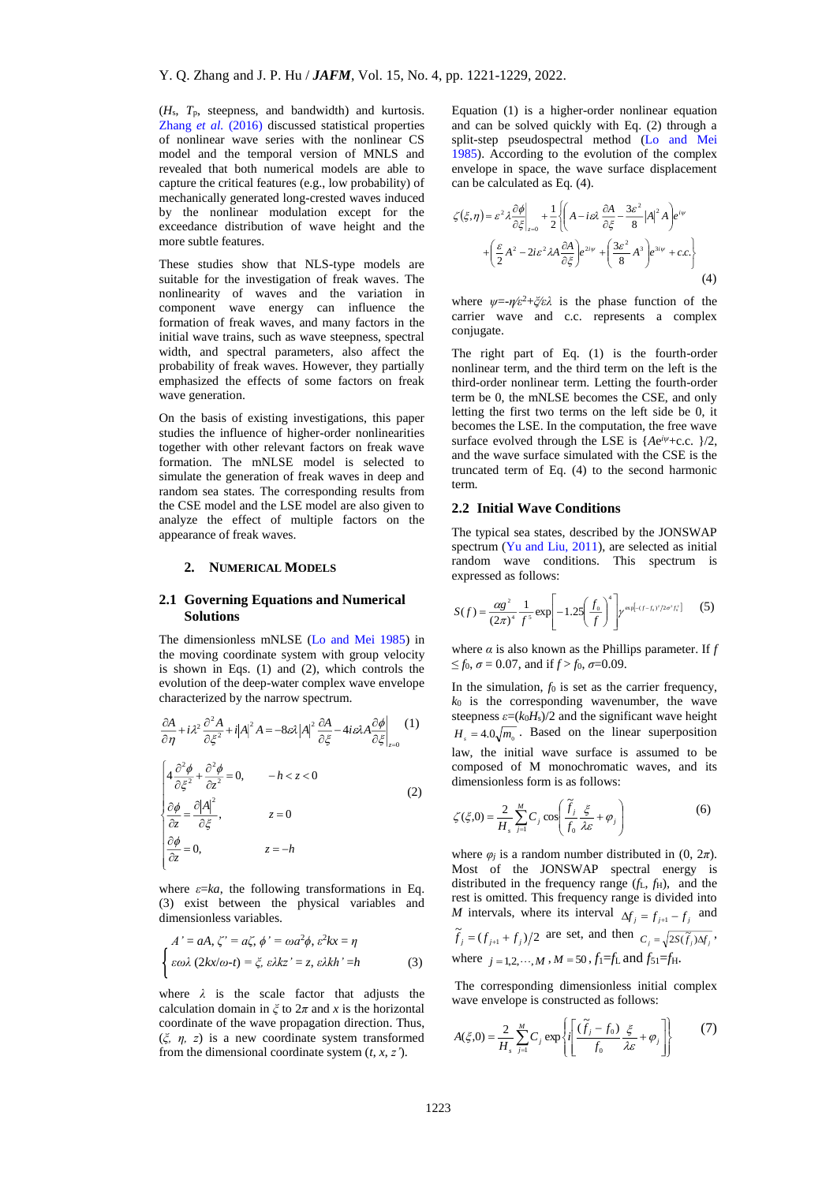($H_s$, $T_p$, steepness, and bandwidth) and kurtosis. Zhang *et al.* (2016) discussed statistical properties of nonlinear wave series with the nonlinear CS model and the temporal version of MNLS and revealed that both numerical models are able to capture the critical features (e.g., low probability) of mechanically generated long-crested waves induced by the nonlinear modulation except for the exceedance distribution of wave height and the more subtle features.

These studies show that NLS-type models are suitable for the investigation of freak waves. The nonlinearity of waves and the variation in component wave energy can influence the formation of freak waves, and many factors in the initial wave trains, such as wave steepness, spectral width, and spectral parameters, also affect the probability of freak waves. However, they partially emphasized the effects of some factors on freak wave generation.

On the basis of existing investigations, this paper studies the influence of higher-order nonlinearities together with other relevant factors on freak wave formation. The mNLSE model is selected to simulate the generation of freak waves in deep and random sea states. The corresponding results from the CSE model and the LSE model are also given to analyze the effect of multiple factors on the appearance of freak waves.

## 2. Numerical Models

### 2.1 Governing Equations and Numerical Solutions

The dimensionless mNLSE (Lo and Mei 1985) in the moving coordinate system with group velocity is shown in Eqs. (1) and (2), which controls the evolution of the deep-water complex wave envelope characterized by the narrow spectrum.

$$\frac{\partial A}{\partial \eta}+i\lambda^2\frac{\partial^2 A}{\partial \xi^2}+i|A|^2A=-8\varepsilon\lambda|A|^2\frac{\partial A}{\partial \xi}-4i\varepsilon\lambda A\left.\frac{\partial \phi}{\partial \xi}\right|_{z=0} \quad (1)$$

$$\begin{cases} 4\dfrac{\partial^2\phi}{\partial \xi^2}+\dfrac{\partial^2\phi}{\partial z^2}=0, & -h<z<0 \\ \dfrac{\partial \phi}{\partial z}=\dfrac{\partial |A|^2}{\partial \xi}, & z=0 \\ \dfrac{\partial \phi}{\partial z}=0, & z=-h \end{cases} \quad (2)$$

where $\varepsilon=ka$, the following transformations in Eq. (3) exist between the physical variables and dimensionless variables.

$$\begin{cases} A'=aA,\ \zeta'=a\zeta,\ \phi'=\omega a^2\phi,\ \varepsilon^2kx=\eta \\ \varepsilon\omega\lambda\,(2kx/\omega-t)=\xi,\ \varepsilon\lambda kz'=z,\ \varepsilon\lambda kh'=h \end{cases} \quad (3)$$

where $\lambda$ is the scale factor that adjusts the calculation domain in $\xi$ to $2\pi$ and $x$ is the horizontal coordinate of the wave propagation direction. Thus, $(\xi,\ \eta,\ z)$ is a new coordinate system transformed from the dimensional coordinate system $(t, x, z')$.

Equation (1) is a higher-order nonlinear equation and can be solved quickly with Eq. (2) through a split-step pseudospectral method (Lo and Mei 1985). According to the evolution of the complex envelope in space, the wave surface displacement can be calculated as Eq. (4).

$$\zeta(\xi,\eta)=\varepsilon^2\lambda\left.\frac{\partial\phi}{\partial\xi}\right|_{z=0}+\frac{1}{2}\left\{\left(A-i\varepsilon\lambda\frac{\partial A}{\partial\xi}-\frac{3\varepsilon^2}{8}|A|^2A\right)e^{i\psi}+\left(\frac{\varepsilon}{2}A^2-2i\varepsilon^2\lambda A\frac{\partial A}{\partial\xi}\right)e^{2i\psi}+\left(\frac{3\varepsilon^2}{8}A^3\right)e^{3i\psi}+c.c.\right\} \quad (4)$$

where $\psi=-\eta/\varepsilon^2+\xi/\varepsilon\lambda$ is the phase function of the carrier wave and c.c. represents a complex conjugate.

The right part of Eq. (1) is the fourth-order nonlinear term, and the third term on the left is the third-order nonlinear term. Letting the fourth-order term be 0, the mNLSE becomes the CSE, and only letting the first two terms on the left side be 0, it becomes the LSE. In the computation, the free wave surface evolved through the LSE is $\{Ae^{i\psi}$+c.c. $\}/2$, and the wave surface simulated with the CSE is the truncated term of Eq. (4) to the second harmonic term.

### 2.2 Initial Wave Conditions

The typical sea states, described by the JONSWAP spectrum (Yu and Liu, 2011), are selected as initial random wave conditions. This spectrum is expressed as follows:

$$S(f)=\frac{\alpha g^2}{(2\pi)^4}\frac{1}{f^5}\exp\left[-1.25\left(\frac{f_0}{f}\right)^4\right]\gamma^{\exp\left[-(f-f_0)^2/2\sigma^2f_0^2\right]} \quad (5)$$

where $\alpha$ is also known as the Phillips parameter. If $f\le f_0$, $\sigma=0.07$, and if $f>f_0$, $\sigma$=0.09.

In the simulation, $f_0$ is set as the carrier frequency, $k_0$ is the corresponding wavenumber, the wave steepness $\varepsilon=(k_0H_s)/2$ and the significant wave height $H_s=4.0\sqrt{m_0}$. Based on the linear superposition law, the initial wave surface is assumed to be composed of M monochromatic waves, and its dimensionless form is as follows:

$$\zeta(\xi,0)=\frac{2}{H_s}\sum_{j=1}^{M}C_j\cos\left(\frac{\tilde{f}_j}{f_0}\frac{\xi}{\lambda\varepsilon}+\varphi_j\right) \quad (6)$$

where $\varphi_j$ is a random number distributed in $(0, 2\pi)$. Most of the JONSWAP spectral energy is distributed in the frequency range ($f_L$, $f_H$), and the rest is omitted. This frequency range is divided into $M$ intervals, where its interval $\Delta f_j=f_{j+1}-f_j$ and $\tilde{f}_j=(f_{j+1}+f_j)/2$ are set, and then $C_j=\sqrt{2S(\tilde{f}_j)\Delta f_j}$, where $j=1,2,\cdots,M$, $M=50$, $f_1$=$f_L$ and $f_{51}$=$f_H$.

The corresponding dimensionless initial complex wave envelope is constructed as follows:

$$A(\xi,0)=\frac{2}{H_s}\sum_{j=1}^{M}C_j\exp\left\{i\left[\frac{(\tilde{f}_j-f_0)}{f_0}\frac{\xi}{\lambda\varepsilon}+\varphi_j\right]\right\} \quad (7)$$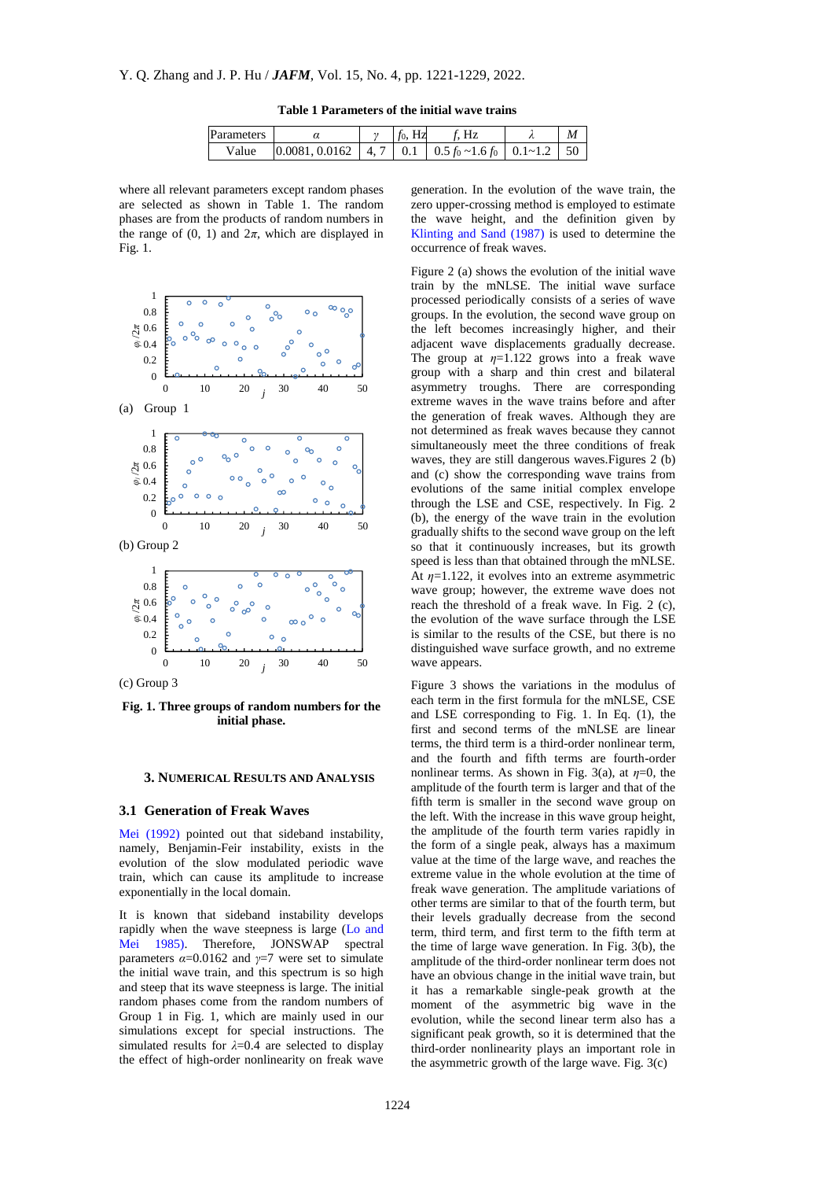**Table 1 Parameters of the initial wave trains**

| Parameters | $\alpha$ | $\gamma$ | $f_0$, Hz | $f$, Hz | $\lambda$ | $M$ |
|---|---|---|---|---|---|---|
| Value | 0.0081, 0.0162 | 4, 7 | 0.1 | 0.5 $f_0$ ~1.6 $f_0$ | 0.1~1.2 | 50 |

where all relevant parameters except random phases are selected as shown in Table 1. The random phases are from the products of random numbers in the range of (0, 1) and $2\pi$, which are displayed in Fig. 1.

(a) Group 1

(b) Group 2

(c) Group 3

**Fig. 1. Three groups of random numbers for the initial phase.**

Generation. In the evolution of the wave train, the zero upper-crossing method is employed to estimate the wave height, and the definition given by Klinting and Sand (1987) is used to determine the occurrence of freak waves.

Figure 2 (a) shows the evolution of the initial wave train by the mNLSE. The initial wave surface processed periodically consists of a series of wave groups. In the evolution, the second wave group on the left becomes increasingly higher, and their adjacent wave displacements gradually decrease. The group at $\eta$=1.122 grows into a freak wave group with a sharp and thin crest and bilateral asymmetry troughs. There are corresponding extreme waves in the wave trains before and after the generation of freak waves. Although they are not determined as freak waves because they cannot simultaneously meet the three conditions of freak waves, they are still dangerous waves.Figures 2 (b) and (c) show the corresponding wave trains from evolutions of the same initial complex envelope through the LSE and CSE, respectively. In Fig. 2 (b), the energy of the wave train in the evolution gradually shifts to the second wave group on the left so that it continuously increases, but its growth speed is less than that obtained through the mNLSE. At $\eta$=1.122, it evolves into an extreme asymmetric wave group; however, the extreme wave does not reach the threshold of a freak wave. In Fig. 2 (c), the evolution of the wave surface through the LSE is similar to the results of the CSE, but there is no distinguished wave surface growth, and no extreme wave appears.

Figure 3 shows the variations in the modulus of each term in the first formula for the mNLSE, CSE and LSE corresponding to Fig. 1. In Eq. (1), the first and second terms of the mNLSE are linear terms, the third term is a third-order nonlinear term, and the fourth and fifth terms are fourth-order nonlinear terms. As shown in Fig. 3(a), at $\eta$=0, the amplitude of the fourth term is larger and that of the fifth term is smaller in the second wave group on the left. With the increase in this wave group height, the amplitude of the fourth term varies rapidly in the form of a single peak, always has a maximum value at the time of the large wave, and reaches the extreme value in the whole evolution at the time of freak wave generation. The amplitude variations of other terms are similar to that of the fourth term, but their levels gradually decrease from the second term, third term, and first term to the fifth term at the time of large wave generation. In Fig. 3(b), the amplitude of the third-order nonlinear term does not have an obvious change in the initial wave train, but it has a remarkable single-peak growth at the moment of the asymmetric big wave in the evolution, while the second linear term also has a significant peak growth, so it is determined that the third-order nonlinearity plays an important role in the asymmetric growth of the large wave. Fig. 3(c)

## 3. Numerical Results and Analysis

### 3.1 Generation of Freak Waves

Mei (1992) pointed out that sideband instability, namely, Benjamin-Feir instability, exists in the evolution of the slow modulated periodic wave train, which can cause its amplitude to increase exponentially in the local domain.

It is known that sideband instability develops rapidly when the wave steepness is large (Lo and Mei 1985). Therefore, JONSWAP spectral parameters $\alpha$=0.0162 and $\gamma$=7 were set to simulate the initial wave train, and this spectrum is so high and steep that its wave steepness is large. The initial random phases come from the random numbers of Group 1 in Fig. 1, which are mainly used in our simulations except for special instructions. The simulated results for $\lambda$=0.4 are selected to display the effect of high-order nonlinearity on freak wave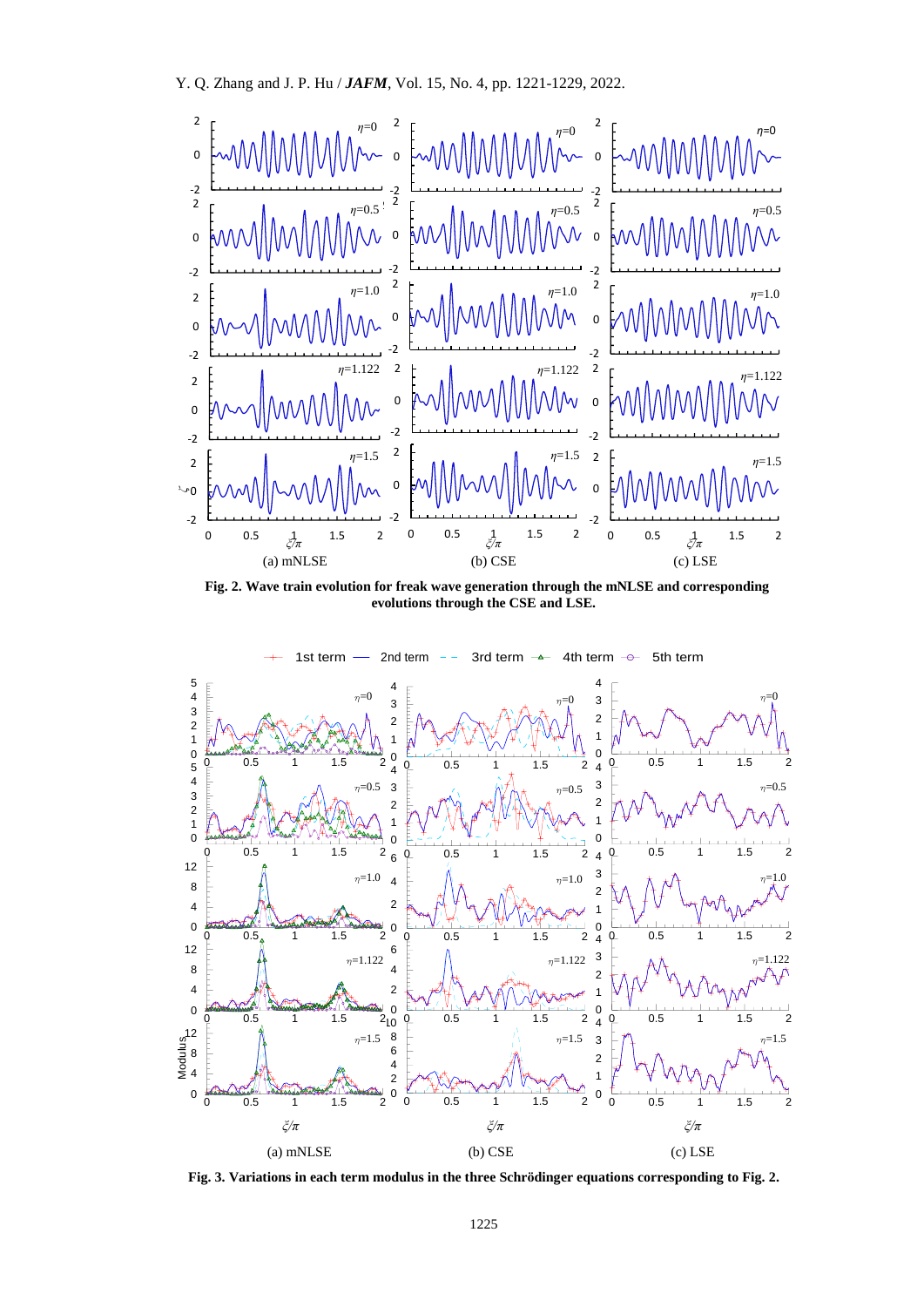**Fig. 2. Wave train evolution for freak wave generation through the mNLSE and corresponding evolutions through the CSE and LSE.**

**Fig. 3. Variations in each term modulus in the three Schrödinger equations corresponding to Fig. 2.**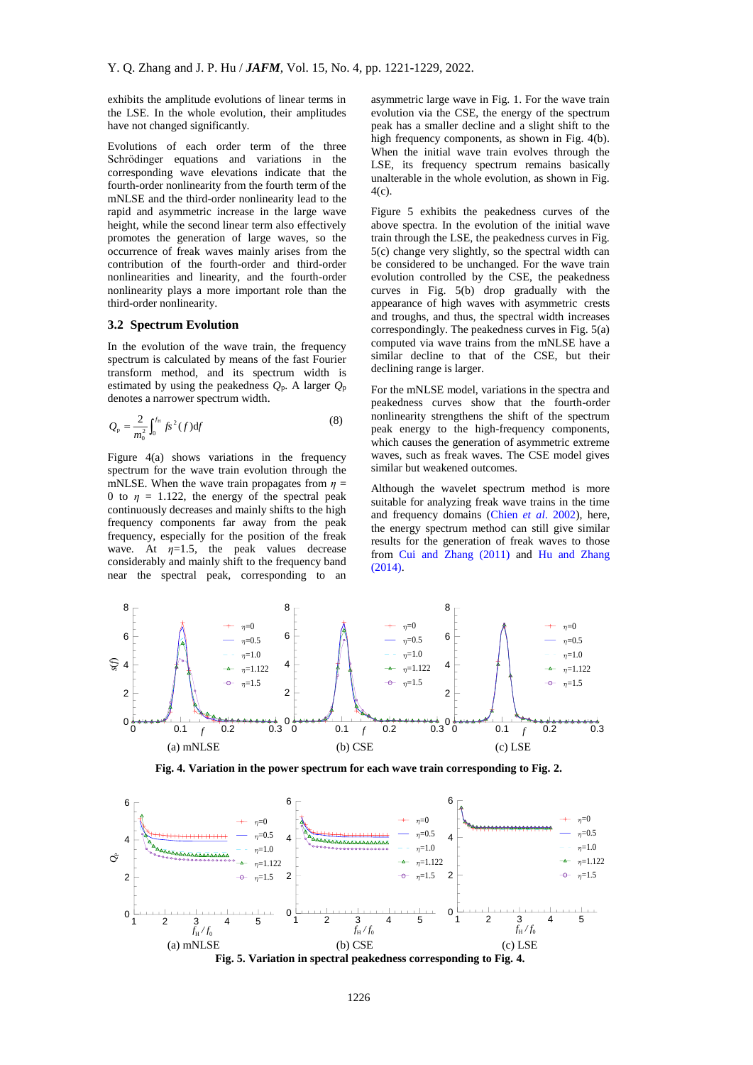exhibits the amplitude evolutions of linear terms in the LSE. In the whole evolution, their amplitudes have not changed significantly.

Evolutions of each order term of the three Schrödinger equations and variations in the corresponding wave elevations indicate that the fourth-order nonlinearity from the fourth term of the mNLSE and the third-order nonlinearity lead to the rapid and asymmetric increase in the large wave height, while the second linear term also effectively promotes the generation of large waves, so the occurrence of freak waves mainly arises from the contribution of the fourth-order and third-order nonlinearities and linearity, and the fourth-order nonlinearity plays a more important role than the third-order nonlinearity.

### 3.2 Spectrum Evolution

In the evolution of the wave train, the frequency spectrum is calculated by means of the fast Fourier transform method, and its spectrum width is estimated by using the peakedness $Q_p$. A larger $Q_p$ denotes a narrower spectrum width.

$$Q_p = \frac{2}{m_0^2}\int_0^{f_H} f s^2(f)\mathrm{d}f \tag{8}$$

Figure 4(a) shows variations in the frequency spectrum for the wave train evolution through the mNLSE. When the wave train propagates from $\eta$ = 0 to $\eta$ = 1.122, the energy of the spectral peak continuously decreases and mainly shifts to the high frequency components far away from the peak frequency, especially for the position of the freak wave. At $\eta$=1.5, the peak values decrease considerably and mainly shift to the frequency band near the spectral peak, corresponding to an asymmetric large wave in Fig. 1. For the wave train evolution via the CSE, the energy of the spectrum peak has a smaller decline and a slight shift to the high frequency components, as shown in Fig. 4(b). When the initial wave train evolves through the LSE, its frequency spectrum remains basically unalterable in the whole evolution, as shown in Fig. 4(c).

Figure 5 exhibits the peakedness curves of the above spectra. In the evolution of the initial wave train through the LSE, the peakedness curves in Fig. 5(c) change very slightly, so the spectral width can be considered to be unchanged. For the wave train evolution controlled by the CSE, the peakedness curves in Fig. 5(b) drop gradually with the appearance of high waves with asymmetric crests and troughs, and thus, the spectral width increases correspondingly. The peakedness curves in Fig. 5(a) computed via wave trains from the mNLSE have a similar decline to that of the CSE, but their declining range is larger.

For the mNLSE model, variations in the spectra and peakedness curves show that the fourth-order nonlinearity strengthens the shift of the spectrum peak energy to the high-frequency components, which causes the generation of asymmetric extreme waves, such as freak waves. The CSE model gives similar but weakened outcomes.

Although the wavelet spectrum method is more suitable for analyzing freak wave trains in the time and frequency domains (Chien *et al*. 2002), here, the energy spectrum method can still give similar results for the generation of freak waves to those from Cui and Zhang (2011) and Hu and Zhang (2014).

**Fig. 4. Variation in the power spectrum for each wave train corresponding to Fig. 2.**

**Fig. 5. Variation in spectral peakedness corresponding to Fig. 4.**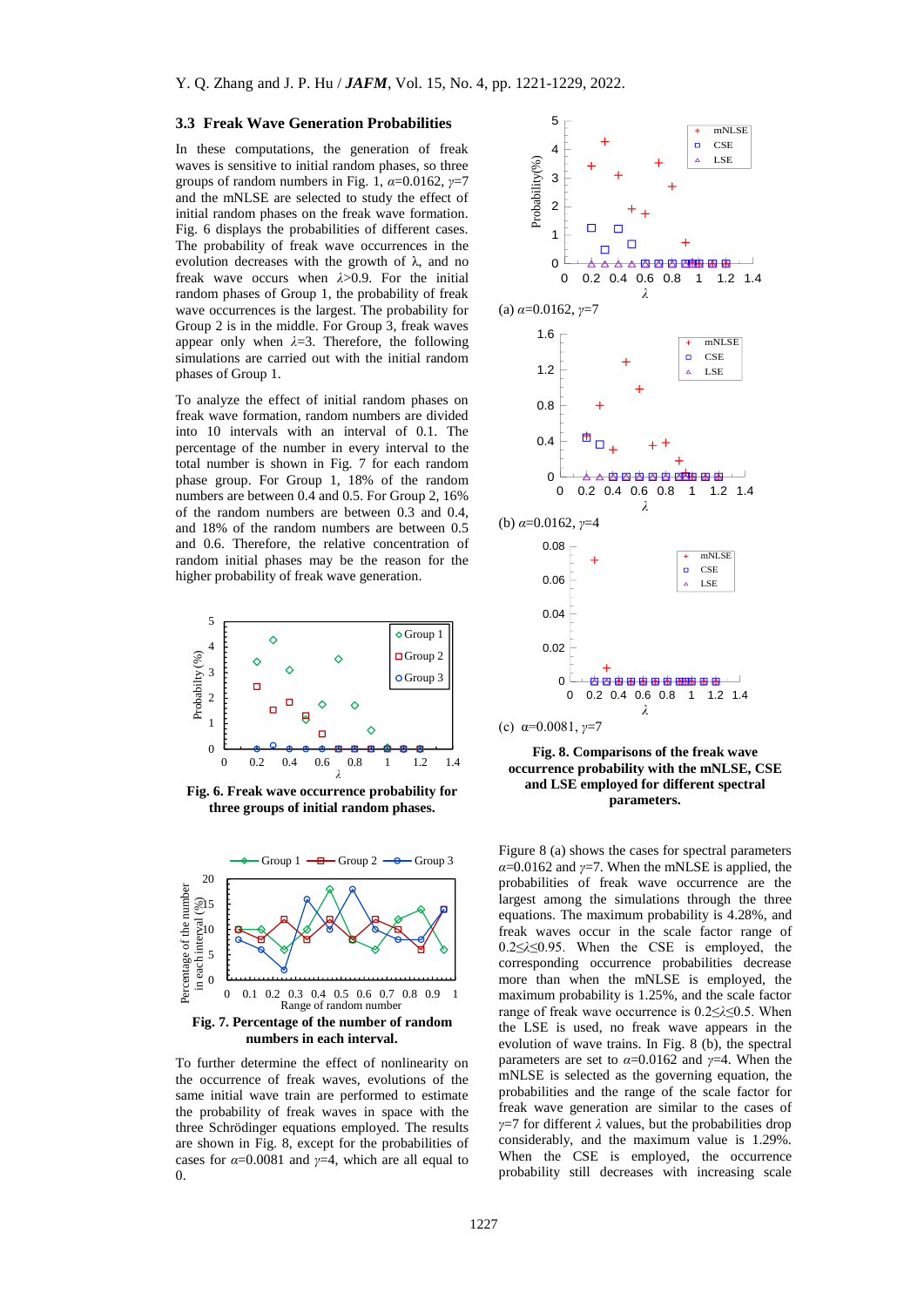### 3.3 Freak Wave Generation Probabilities

In these computations, the generation of freak waves is sensitive to initial random phases, so three groups of random numbers in Fig. 1, $\alpha$=0.0162, $\gamma$=7 and the mNLSE are selected to study the effect of initial random phases on the freak wave formation. Fig. 6 displays the probabilities of different cases. The probability of freak wave occurrences in the evolution decreases with the growth of λ, and no freak wave occurs when $\lambda$>0.9. For the initial random phases of Group 1, the probability of freak wave occurrences is the largest. The probability for Group 2 is in the middle. For Group 3, freak waves appear only when $\lambda$=3. Therefore, the following simulations are carried out with the initial random phases of Group 1.

To analyze the effect of initial random phases on freak wave formation, random numbers are divided into 10 intervals with an interval of 0.1. The percentage of the number in every interval to the total number is shown in Fig. 7 for each random phase group. For Group 1, 18% of the random numbers are between 0.4 and 0.5. For Group 2, 16% of the random numbers are between 0.3 and 0.4, and 18% of the random numbers are between 0.5 and 0.6. Therefore, the relative concentration of random initial phases may be the reason for the higher probability of freak wave generation.

**Fig. 6. Freak wave occurrence probability for three groups of initial random phases.**

**Fig. 7. Percentage of the number of random numbers in each interval.**

To further determine the effect of nonlinearity on the occurrence of freak waves, evolutions of the same initial wave train are performed to estimate the probability of freak waves in space with the three Schrödinger equations employed. The results are shown in Fig. 8, except for the probabilities of cases for $\alpha$=0.0081 and $\gamma$=4, which are all equal to 0.

(a) $\alpha$=0.0162, $\gamma$=7

(b) $\alpha$=0.0162, $\gamma$=4

(c) $\alpha$=0.0081, $\gamma$=7

**Fig. 8. Comparisons of the freak wave occurrence probability with the mNLSE, CSE and LSE employed for different spectral parameters.**

Figure 8 (a) shows the cases for spectral parameters $\alpha$=0.0162 and $\gamma$=7. When the mNLSE is applied, the probabilities of freak wave occurrence are the largest among the simulations through the three equations. The maximum probability is 4.28%, and freak waves occur in the range of scale factor of $0.2\lesssim\lambda\leq0.95$. When the CSE is employed, the corresponding occurrence probabilities decrease more than when the mNLSE is employed, the maximum probability is 1.25%, and the scale factor range of freak wave occurrence is $0.2\lesssim\lambda\leq0.5$. When the LSE is used, no freak wave appears in the evolution of wave trains. In Fig. 8 (b), the spectral parameters are set to $\alpha$=0.0162 and $\gamma$=4. When the mNLSE is selected as the governing equation, the probabilities and the range of the scale factor for freak wave generation are similar to the cases of $\gamma$=7 for different $\lambda$ values, but the probabilities drop considerably, and the maximum value is 1.29%. When the CSE is employed, the occurrence probability still decreases with increasing scale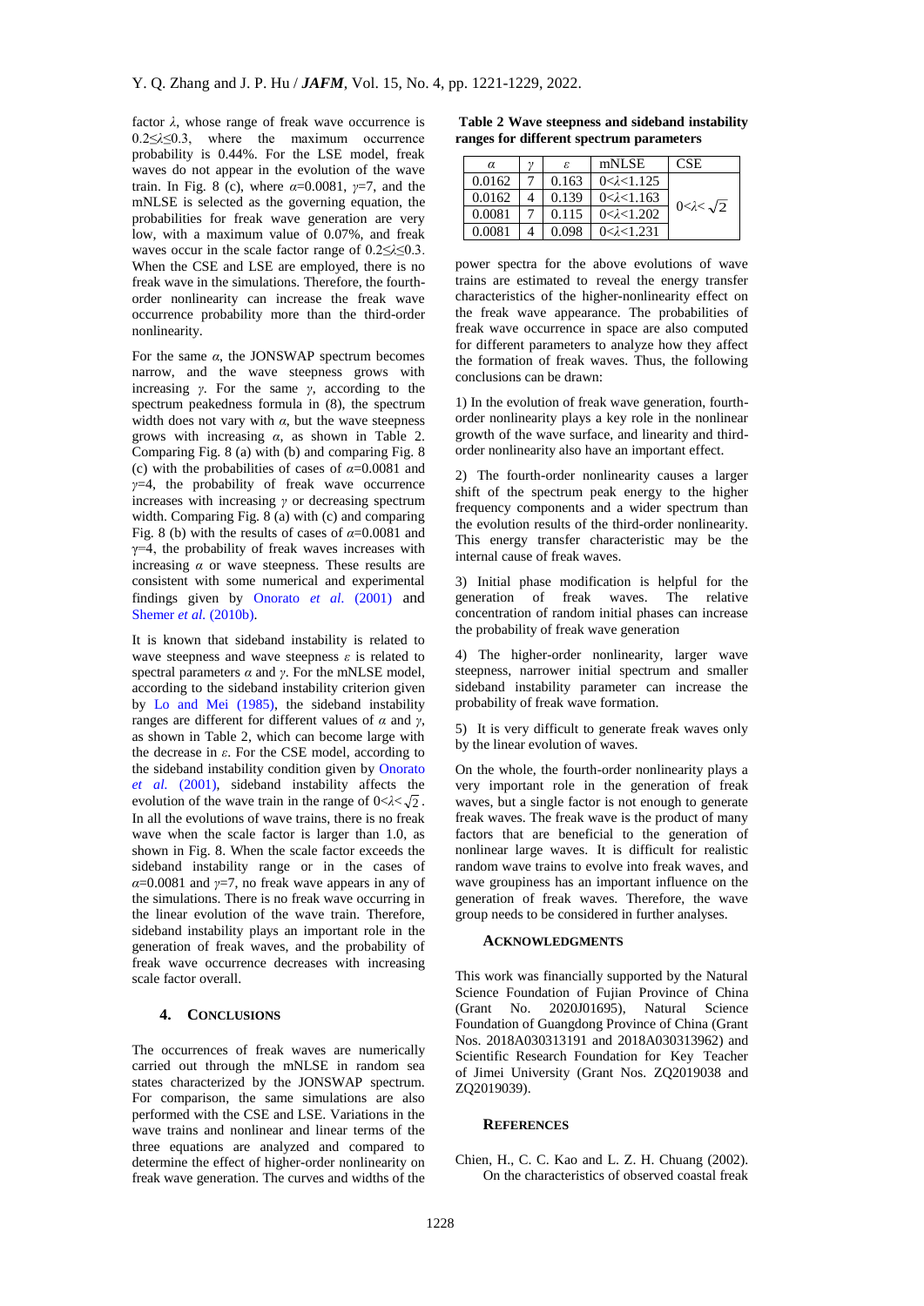factor $\lambda$, whose range of freak wave occurrence is $0.2\leq\lambda\leq0.3$, where the maximum occurrence probability is 0.44%. For the LSE model, freak waves do not appear in the evolution of the wave train. In Fig. 8 (c), where $\alpha$=0.0081, $\gamma$=7, and the mNLSE is selected as the governing equation, the probabilities for freak wave generation are very low, with a maximum value of 0.07%, and freak waves occur in the scale factor range of $0.2\leq\lambda\leq0.3$. When the CSE and LSE are employed, there is no freak wave in the simulations. Therefore, the fourth-order nonlinearity can increase the freak wave occurrence probability more than the third-order nonlinearity.

For the same $\alpha$, the JONSWAP spectrum becomes narrow, and the wave steepness grows with increasing $\gamma$. For the same $\gamma$, according to the spectrum peakedness formula in (8), the spectrum width does not vary with $\alpha$, but the wave steepness grows with increasing $\alpha$, as shown in Table 2. Comparing Fig. 8 (a) with (b) and comparing Fig. 8 (c) with the probabilities of cases of $\alpha$=0.0081 and $\gamma$=4, the probability of freak wave occurrence increases with increasing $\gamma$ or decreasing spectrum width. Comparing Fig. 8 (a) with (c) and comparing Fig. 8 (b) with the results of cases of $\alpha$=0.0081 and $\gamma$=4, the probability of freak waves increases with increasing $\alpha$ or wave steepness. These results are consistent with some numerical and experimental findings given by Onorato *et al*. (2001) and Shemer *et al*. (2010b).

It is known that sideband instability is related to wave steepness and wave steepness $\varepsilon$ is related to spectral parameters $\alpha$ and $\gamma$. For the mNLSE model, according to the sideband instability criterion given by Lo and Mei (1985), the sideband instability ranges are different for different values of $\alpha$ and $\gamma$, as shown in Table 2, which can become large with the decrease in $\varepsilon$. For the CSE model, according to the sideband instability condition given by Onorato *et al*. (2001), sideband instability affects the evolution of the wave train in the range of $0<\lambda<\sqrt{2}$. In all the evolutions of wave trains, there is no freak wave when the scale factor is larger than 1.0, as shown in Fig. 8. When the scale factor exceeds the sideband instability range or in the cases of $\alpha$=0.0081 and $\gamma$=7, no freak wave appears in any of the simulations. There is no freak wave occurring in the linear evolution of the wave train. Therefore, sideband instability plays an important role in the generation of freak waves, and the probability of freak wave occurrence decreases with increasing scale factor overall.

## 4. CONCLUSIONS

The occurrences of freak waves are numerically carried out through the mNLSE in random sea states characterized by the JONSWAP spectrum. For comparison, the same simulations are also performed with the CSE and LSE. Variations in the wave trains and nonlinear and linear terms of the three equations are analyzed and compared to determine the effect of higher-order nonlinearity on freak wave generation. The curves and widths of the

**Table 2 Wave steepness and sideband instability ranges for different spectrum parameters**

| $\alpha$ | $\gamma$ | $\varepsilon$ | mNLSE | CSE |
|---|---|---|---|---|
| 0.0162 | 7 | 0.163 | $0<\lambda<1.125$ | $0<\lambda<\sqrt{2}$ |
| 0.0162 | 4 | 0.139 | $0<\lambda<1.163$ | |
| 0.0081 | 7 | 0.115 | $0<\lambda<1.202$ | |
| 0.0081 | 4 | 0.098 | $0<\lambda<1.231$ | |

power spectra for the above evolutions of wave trains are estimated to reveal the energy transfer characteristics of the higher-nonlinearity effect on the freak wave appearance. The probabilities of freak wave occurrence in space are also computed for different parameters to analyze how they affect the formation of freak waves. Thus, the following conclusions can be drawn:

1) In the evolution of freak wave generation, fourth-order nonlinearity plays a key role in the nonlinear growth of the wave surface, and linearity and third-order nonlinearity also have an important effect.

2) The fourth-order nonlinearity causes a larger shift of the spectrum peak energy to the higher frequency components and a wider spectrum than the evolution results of the third-order nonlinearity. This energy transfer characteristic may be the internal cause of freak waves.

3) Initial phase modification is helpful for the generation of freak waves. The relative concentration of random initial phases can increase the probability of freak wave generation

4) The higher-order nonlinearity, larger wave steepness, narrower initial spectrum and smaller sideband instability parameter can increase the probability of freak wave formation.

5) It is very difficult to generate freak waves only by the linear evolution of waves.

On the whole, the fourth-order nonlinearity plays a very important role in the generation of freak waves, but a single factor is not enough to generate freak waves. The freak wave is the product of many factors that are beneficial to the generation of nonlinear large waves. It is difficult for realistic random wave trains to evolve into freak waves, and wave groupiness has an important influence on the generation of freak waves. Therefore, the wave group needs to be considered in further analyses.

### ACKNOWLEDGMENTS

This work was financially supported by the Natural Science Foundation of Fujian Province of China (Grant No. 2020J01695), Natural Science Foundation of Guangdong Province of China (Grant Nos. 2018A030313191 and 2018A030313962) and Scientific Research Foundation for Key Teacher of Jimei University (Grant Nos. ZQ2019038 and ZQ2019039).

### REFERENCES

Chien, H., C. C. Kao and L. Z. H. Chuang (2002). On the characteristics of observed coastal freak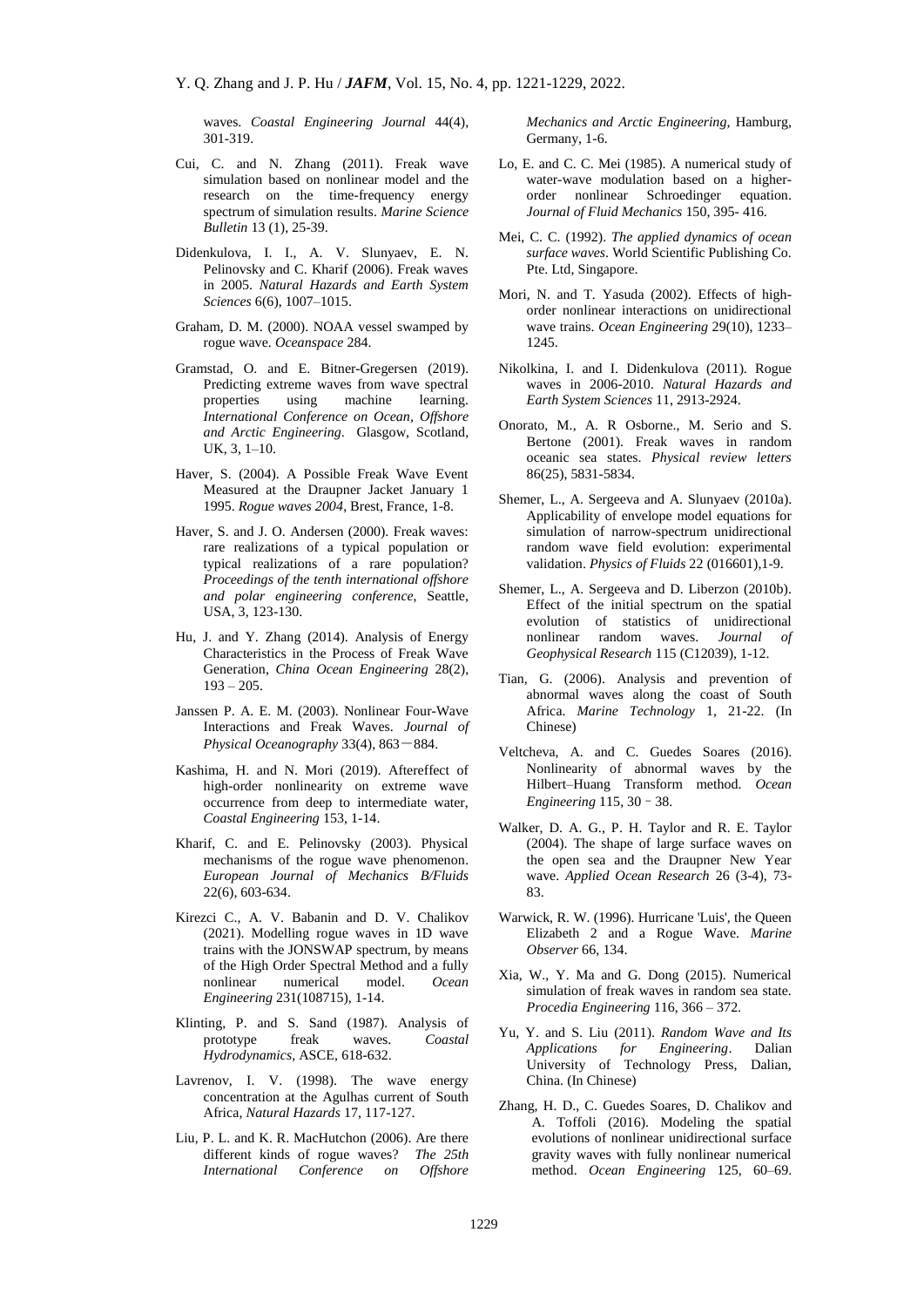waves. *Coastal Engineering Journal* 44(4), 301-319.

Cui, C. and N. Zhang (2011). Freak wave simulation based on nonlinear model and the research on the time-frequency energy spectrum of simulation results. *Marine Science Bulletin* 13 (1), 25-39.

Didenkulova, I. I., A. V. Slunyaev, E. N. Pelinovsky and C. Kharif (2006). Freak waves in 2005. *Natural Hazards and Earth System Sciences* 6(6), 1007–1015.

Graham, D. M. (2000). NOAA vessel swamped by rogue wave. *Oceanspace* 284.

Gramstad, O. and E. Bitner-Gregersen (2019). Predicting extreme waves from wave spectral properties using machine learning. *International Conference on Ocean, Offshore and Arctic Engineering*. Glasgow, Scotland, UK, 3, 1–10.

Haver, S. (2004). A Possible Freak Wave Event Measured at the Draupner Jacket January 1 1995. *Rogue waves 2004*, Brest, France, 1-8.

Haver, S. and J. O. Andersen (2000). Freak waves: rare realizations of a typical population or typical realizations of a rare population? *Proceedings of the tenth international offshore and polar engineering conference*, Seattle, USA, 3, 123-130.

Hu, J. and Y. Zhang (2014). Analysis of Energy Characteristics in the Process of Freak Wave Generation, *China Ocean Engineering* 28(2), 193 – 205.

Janssen P. A. E. M. (2003). Nonlinear Four-Wave Interactions and Freak Waves. *Journal of Physical Oceanography* 33(4), 863－884.

Kashima, H. and N. Mori (2019). Aftereffect of high-order nonlinearity on extreme wave occurrence from deep to intermediate water, *Coastal Engineering* 153, 1-14.

Kharif, C. and E. Pelinovsky (2003). Physical mechanisms of the rogue wave phenomenon. *European Journal of Mechanics B/Fluids* 22(6), 603-634.

Kirezci C., A. V. Babanin and D. V. Chalikov (2021). Modelling rogue waves in 1D wave trains with the JONSWAP spectrum, by means of the High Order Spectral Method and a fully nonlinear numerical model. *Ocean Engineering* 231(108715), 1-14.

Klinting, P. and S. Sand (1987). Analysis of prototype freak waves. *Coastal Hydrodynamics*, ASCE, 618-632.

Lavrenov, I. V. (1998). The wave energy concentration at the Agulhas current of South Africa, *Natural Hazards* 17, 117-127.

Liu, P. L. and K. R. MacHutchon (2006). Are there different kinds of rogue waves? *The 25th International Conference on Offshore Mechanics and Arctic Engineering*, Hamburg, Germany, 1-6.

Lo, E. and C. C. Mei (1985). A numerical study of water-wave modulation based on a higher-order nonlinear Schroedinger equation. *Journal of Fluid Mechanics* 150, 395- 416.

Mei, C. C. (1992). *The applied dynamics of ocean surface waves*. World Scientific Publishing Co. Pte. Ltd, Singapore.

Mori, N. and T. Yasuda (2002). Effects of high-order nonlinear interactions on unidirectional wave trains. *Ocean Engineering* 29(10), 1233–1245.

Nikolkina, I. and I. Didenkulova (2011). Rogue waves in 2006-2010. *Natural Hazards and Earth System Sciences* 11, 2913-2924.

Onorato, M., A. R Osborne., M. Serio and S. Bertone (2001). Freak waves in random oceanic sea states. *Physical review letters* 86(25), 5831-5834.

Shemer, L., A. Sergeeva and A. Slunyaev (2010a). Applicability of envelope model equations for simulation of narrow-spectrum unidirectional random wave field evolution: experimental validation. *Physics of Fluids* 22 (016601),1-9.

Shemer, L., A. Sergeeva and D. Liberzon (2010b). Effect of the initial spectrum on the spatial evolution of statistics of unidirectional nonlinear random waves. *Journal of Geophysical Research* 115 (C12039), 1-12.

Tian, G. (2006). Analysis and prevention of abnormal waves along the coast of South Africa. *Marine Technology* 1, 21-22. (In Chinese)

Veltcheva, A. and C. Guedes Soares (2016). Nonlinearity of abnormal waves by the Hilbert–Huang Transform method. *Ocean Engineering* 115, 30﹣38.

Walker, D. A. G., P. H. Taylor and R. E. Taylor (2004). The shape of large surface waves on the open sea and the Draupner New Year wave. *Applied Ocean Research* 26 (3-4), 73-83.

Warwick, R. W. (1996). Hurricane 'Luis', the Queen Elizabeth 2 and a Rogue Wave. *Marine Observer* 66, 134.

Xia, W., Y. Ma and G. Dong (2015). Numerical simulation of freak waves in random sea state. *Procedia Engineering* 116, 366 – 372.

Yu, Y. and S. Liu (2011). *Random Wave and Its Applications for Engineering*. Dalian University of Technology Press, Dalian, China. (In Chinese)

Zhang, H. D., C. Guedes Soares, D. Chalikov and A. Toffoli (2016). Modeling the spatial evolutions of nonlinear unidirectional surface gravity waves with fully nonlinear numerical method. *Ocean Engineering* 125, 60–69.